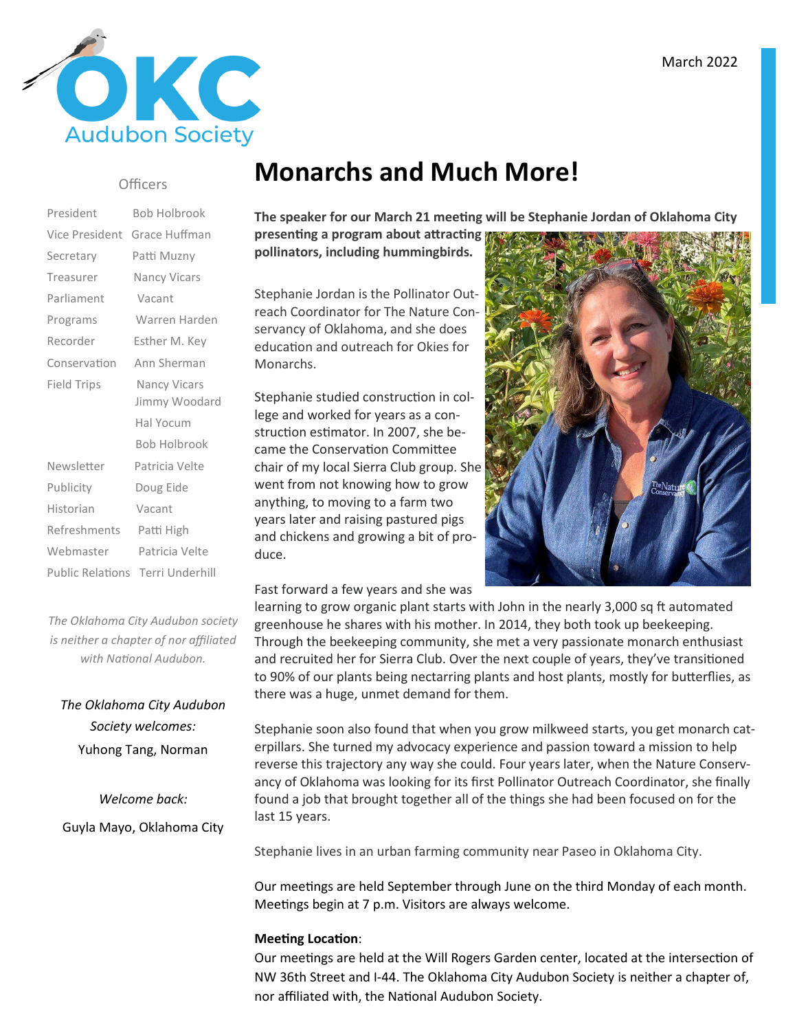OKC Audubon Society

March 2022

## Officers

| | |
|---|---|
| President | Bob Holbrook |
| Vice President | Grace Huffman |
| Secretary | Patti Muzny |
| Treasurer | Nancy Vicars |
| Parliament | Vacant |
| Programs | Warren Harden |
| Recorder | Esther M. Key |
| Conservation | Ann Sherman |
| Field Trips | Nancy Vicars<br>Jimmy Woodard<br>Hal Yocum<br>Bob Holbrook |
| Newsletter | Patricia Velte |
| Publicity | Doug Eide |
| Historian | Vacant |
| Refreshments | Patti High |
| Webmaster | Patricia Velte |
| Public Relations | Terri Underhill |

*The Oklahoma City Audubon society is neither a chapter of nor affiliated with National Audubon.*

*The Oklahoma City Audubon Society welcomes:*

Yuhong Tang, Norman

*Welcome back:*

Guyla Mayo, Oklahoma City

# Monarchs and Much More!

**The speaker for our March 21 meeting will be Stephanie Jordan of Oklahoma City presenting a program about attracting pollinators, including hummingbirds.**

Stephanie Jordan is the Pollinator Outreach Coordinator for The Nature Conservancy of Oklahoma, and she does education and outreach for Okies for Monarchs.

Stephanie studied construction in college and worked for years as a construction estimator. In 2007, she became the Conservation Committee chair of my local Sierra Club group. She went from not knowing how to grow anything, to moving to a farm two years later and raising pastured pigs and chickens and growing a bit of produce.

Fast forward a few years and she was learning to grow organic plant starts with John in the nearly 3,000 sq ft automated greenhouse he shares with his mother. In 2014, they both took up beekeeping. Through the beekeeping community, she met a very passionate monarch enthusiast and recruited her for Sierra Club. Over the next couple of years, they've transitioned to 90% of our plants being nectarring plants and host plants, mostly for butterflies, as there was a huge, unmet demand for them.

Stephanie soon also found that when you grow milkweed starts, you get monarch caterpillars. She turned my advocacy experience and passion toward a mission to help reverse this trajectory any way she could. Four years later, when the Nature Conservancy of Oklahoma was looking for its first Pollinator Outreach Coordinator, she finally found a job that brought together all of the things she had been focused on for the last 15 years.

Stephanie lives in an urban farming community near Paseo in Oklahoma City.

Our meetings are held September through June on the third Monday of each month. Meetings begin at 7 p.m. Visitors are always welcome.

**Meeting Location**:
Our meetings are held at the Will Rogers Garden center, located at the intersection of NW 36th Street and I-44. The Oklahoma City Audubon Society is neither a chapter of, nor affiliated with, the National Audubon Society.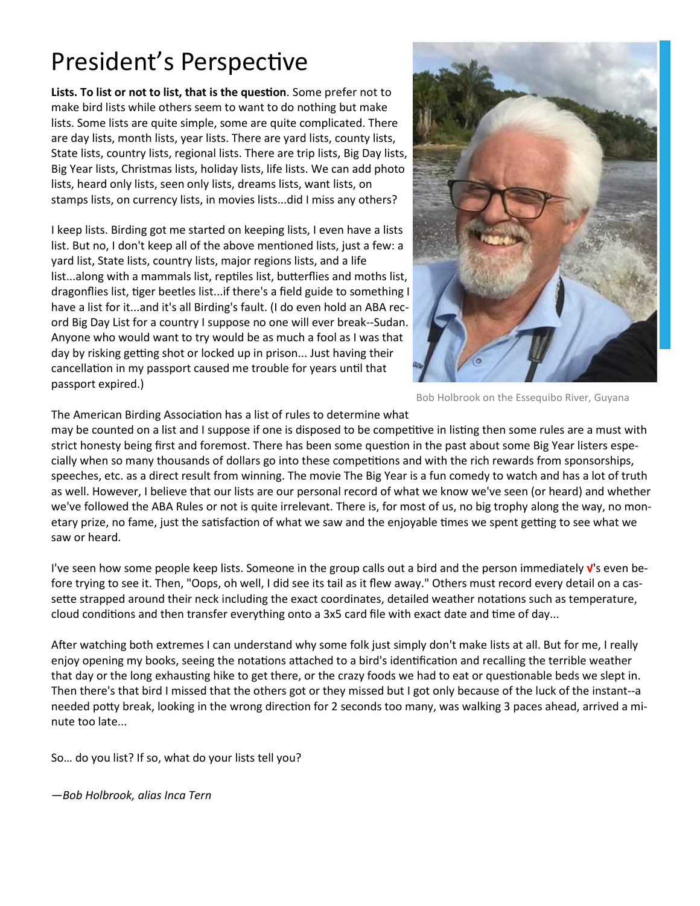# President's Perspective

**Lists. To list or not to list, that is the question**. Some prefer not to make bird lists while others seem to want to do nothing but make lists. Some lists are quite simple, some are quite complicated. There are day lists, month lists, year lists. There are yard lists, county lists, State lists, country lists, regional lists. There are trip lists, Big Day lists, Big Year lists, Christmas lists, holiday lists, life lists. We can add photo lists, heard only lists, seen only lists, dreams lists, want lists, on stamps lists, on currency lists, in movies lists...did I miss any others?

I keep lists. Birding got me started on keeping lists, I even have a lists list. But no, I don't keep all of the above mentioned lists, just a few: a yard list, State lists, country lists, major regions lists, and a life list...along with a mammals list, reptiles list, butterflies and moths list, dragonflies list, tiger beetles list...if there's a field guide to something I have a list for it...and it's all Birding's fault. (I do even hold an ABA record Big Day List for a country I suppose no one will ever break--Sudan. Anyone who would want to try would be as much a fool as I was that day by risking getting shot or locked up in prison... Just having their cancellation in my passport caused me trouble for years until that passport expired.)

Bob Holbrook on the Essequibo River, Guyana

The American Birding Association has a list of rules to determine what may be counted on a list and I suppose if one is disposed to be competitive in listing then some rules are a must with strict honesty being first and foremost. There has been some question in the past about some Big Year listers especially when so many thousands of dollars go into these competitions and with the rich rewards from sponsorships, speeches, etc. as a direct result from winning. The movie The Big Year is a fun comedy to watch and has a lot of truth as well. However, I believe that our lists are our personal record of what we know we've seen (or heard) and whether we've followed the ABA Rules or not is quite irrelevant. There is, for most of us, no big trophy along the way, no monetary prize, no fame, just the satisfaction of what we saw and the enjoyable times we spent getting to see what we saw or heard.

I've seen how some people keep lists. Someone in the group calls out a bird and the person immediately √'s even before trying to see it. Then, "Oops, oh well, I did see its tail as it flew away." Others must record every detail on a cassette strapped around their neck including the exact coordinates, detailed weather notations such as temperature, cloud conditions and then transfer everything onto a 3x5 card file with exact date and time of day...

After watching both extremes I can understand why some folk just simply don't make lists at all. But for me, I really enjoy opening my books, seeing the notations attached to a bird's identification and recalling the terrible weather that day or the long exhausting hike to get there, or the crazy foods we had to eat or questionable beds we slept in. Then there's that bird I missed that the others got or they missed but I got only because of the luck of the instant--a needed potty break, looking in the wrong direction for 2 seconds too many, was walking 3 paces ahead, arrived a minute too late...

So… do you list? If so, what do your lists tell you?

*—Bob Holbrook, alias Inca Tern*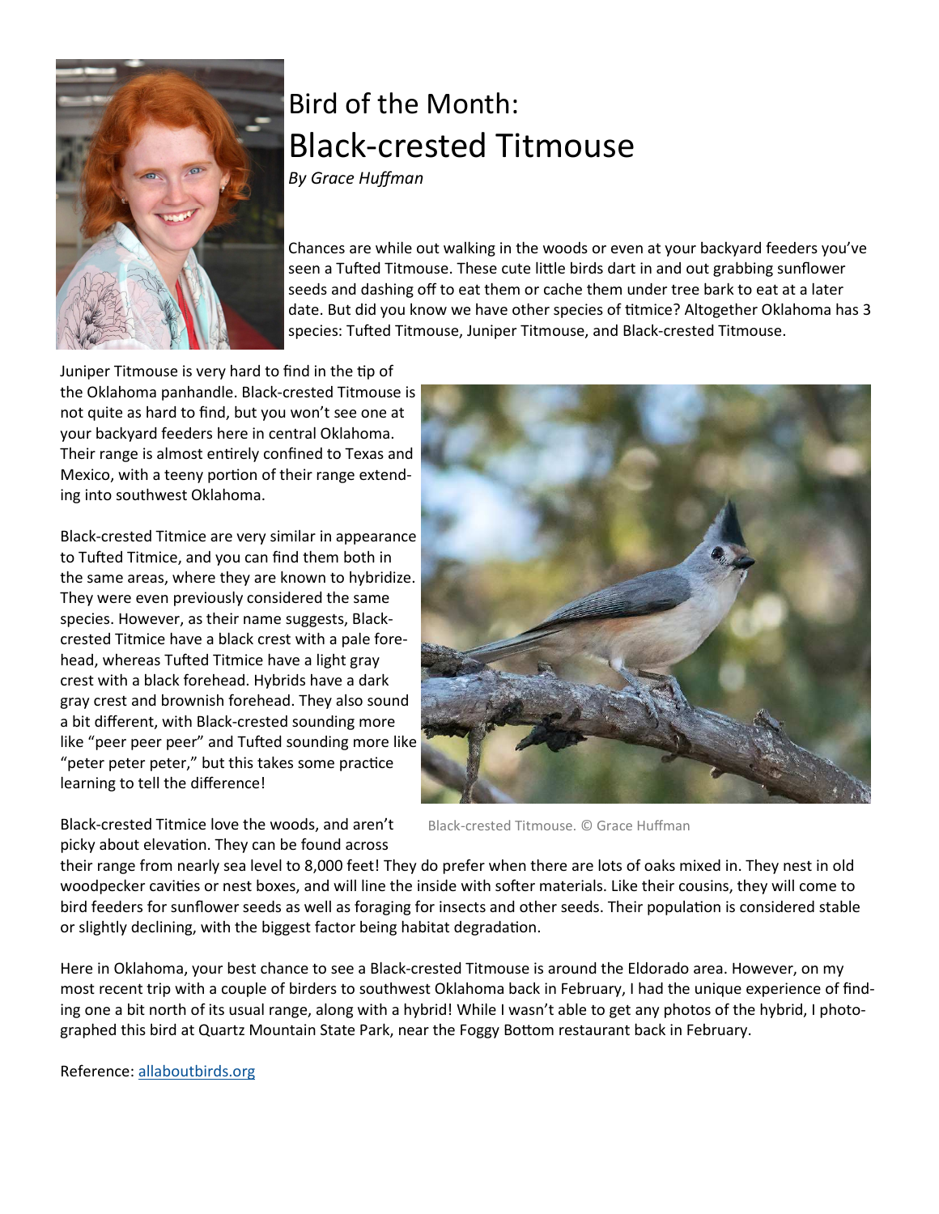# Bird of the Month: Black-crested Titmouse

*By Grace Huffman*

Chances are while out walking in the woods or even at your backyard feeders you've seen a Tufted Titmouse. These cute little birds dart in and out grabbing sunflower seeds and dashing off to eat them or cache them under tree bark to eat at a later date. But did you know we have other species of titmice? Altogether Oklahoma has 3 species: Tufted Titmouse, Juniper Titmouse, and Black-crested Titmouse.

Juniper Titmouse is very hard to find in the tip of the Oklahoma panhandle. Black-crested Titmouse is not quite as hard to find, but you won't see one at your backyard feeders here in central Oklahoma. Their range is almost entirely confined to Texas and Mexico, with a teeny portion of their range extending into southwest Oklahoma.

Black-crested Titmice are very similar in appearance to Tufted Titmice, and you can find them both in the same areas, where they are known to hybridize. They were even previously considered the same species. However, as their name suggests, Black-crested Titmice have a black crest with a pale forehead, whereas Tufted Titmice have a light gray crest with a black forehead. Hybrids have a dark gray crest and brownish forehead. They also sound a bit different, with Black-crested sounding more like "peer peer peer" and Tufted sounding more like "peter peter peter," but this takes some practice learning to tell the difference!

Black-crested Titmouse. © Grace Huffman

Black-crested Titmice love the woods, and aren't picky about elevation. They can be found across their range from nearly sea level to 8,000 feet! They do prefer when there are lots of oaks mixed in. They nest in old woodpecker cavities or nest boxes, and will line the inside with softer materials. Like their cousins, they will come to bird feeders for sunflower seeds as well as foraging for insects and other seeds. Their population is considered stable or slightly declining, with the biggest factor being habitat degradation.

Here in Oklahoma, your best chance to see a Black-crested Titmouse is around the Eldorado area. However, on my most recent trip with a couple of birders to southwest Oklahoma back in February, I had the unique experience of finding one a bit north of its usual range, along with a hybrid! While I wasn't able to get any photos of the hybrid, I photographed this bird at Quartz Mountain State Park, near the Foggy Bottom restaurant back in February.

Reference: allaboutbirds.org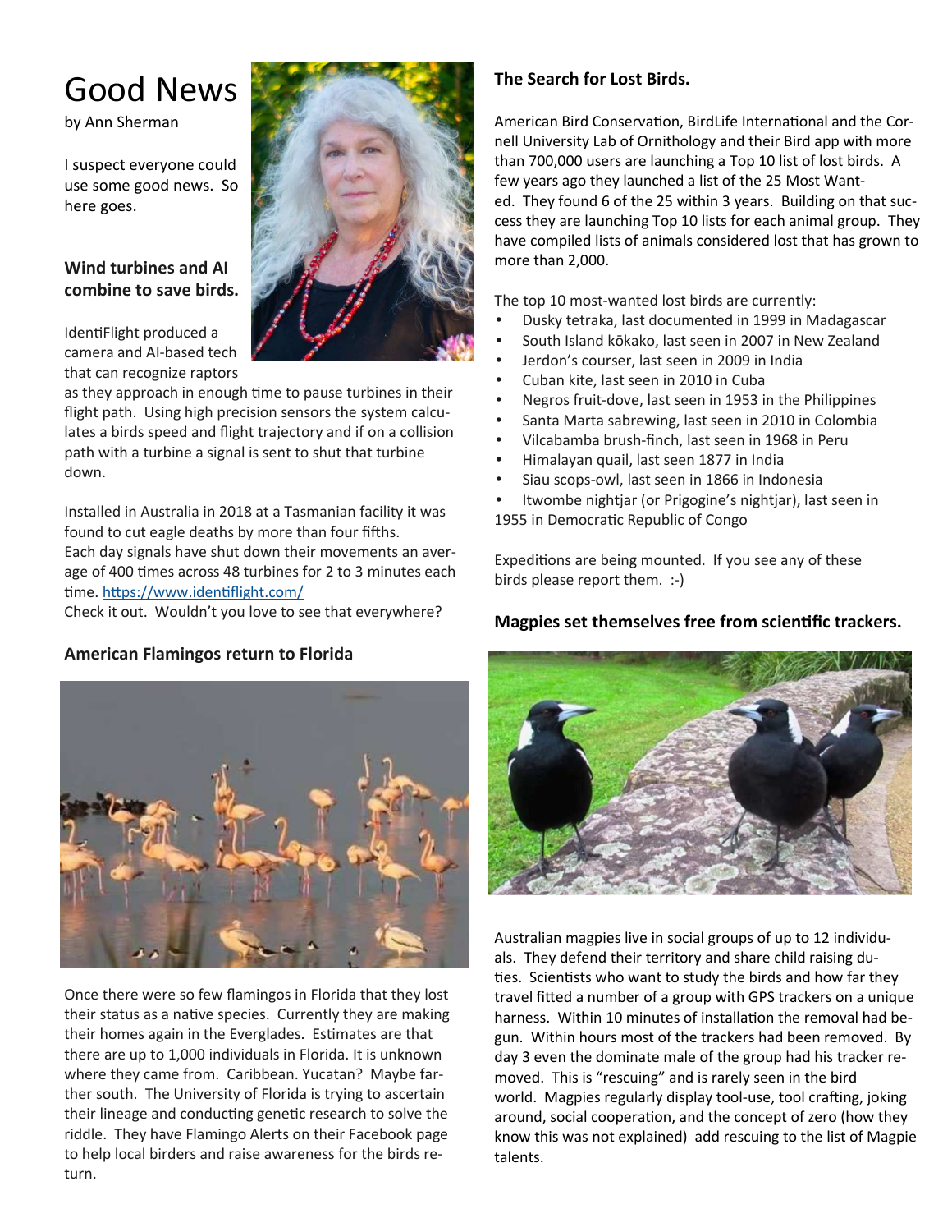# Good News

by Ann Sherman

I suspect everyone could use some good news. So here goes.

### Wind turbines and AI combine to save birds.

IdentiFlight produced a camera and AI-based tech that can recognize raptors as they approach in enough time to pause turbines in their flight path. Using high precision sensors the system calculates a birds speed and flight trajectory and if on a collision path with a turbine a signal is sent to shut that turbine down.

Installed in Australia in 2018 at a Tasmanian facility it was found to cut eagle deaths by more than four fifths. Each day signals have shut down their movements an average of 400 times across 48 turbines for 2 to 3 minutes each time. https://www.identiflight.com/
Check it out. Wouldn't you love to see that everywhere?

### American Flamingos return to Florida

Once there were so few flamingos in Florida that they lost their status as a native species. Currently they are making their homes again in the Everglades. Estimates are that there are up to 1,000 individuals in Florida. It is unknown where they came from. Caribbean. Yucatan? Maybe farther south. The University of Florida is trying to ascertain their lineage and conducting genetic research to solve the riddle. They have Flamingo Alerts on their Facebook page to help local birders and raise awareness for the birds return.

### The Search for Lost Birds.

American Bird Conservation, BirdLife International and the Cornell University Lab of Ornithology and their Bird app with more than 700,000 users are launching a Top 10 list of lost birds. A few years ago they launched a list of the 25 Most Wanted. They found 6 of the 25 within 3 years. Building on that success they are launching Top 10 lists for each animal group. They have compiled lists of animals considered lost that has grown to more than 2,000.

The top 10 most-wanted lost birds are currently:

- Dusky tetraka, last documented in 1999 in Madagascar
- South Island kōkako, last seen in 2007 in New Zealand
- Jerdon's courser, last seen in 2009 in India
- Cuban kite, last seen in 2010 in Cuba
- Negros fruit-dove, last seen in 1953 in the Philippines
- Santa Marta sabrewing, last seen in 2010 in Colombia
- Vilcabamba brush-finch, last seen in 1968 in Peru
- Himalayan quail, last seen 1877 in India
- Siau scops-owl, last seen in 1866 in Indonesia
- Itwombe nightjar (or Prigogine's nightjar), last seen in 1955 in Democratic Republic of Congo

Expeditions are being mounted. If you see any of these birds please report them. :-)

### Magpies set themselves free from scientific trackers.

Australian magpies live in social groups of up to 12 individuals. They defend their territory and share child raising duties. Scientists who want to study the birds and how far they travel fitted a number of a group with GPS trackers on a unique harness. Within 10 minutes of installation the removal had begun. Within hours most of the trackers had been removed. By day 3 even the dominate male of the group had his tracker removed. This is "rescuing" and is rarely seen in the bird world. Magpies regularly display tool-use, tool crafting, joking around, social cooperation, and the concept of zero (how they know this was not explained) add rescuing to the list of Magpie talents.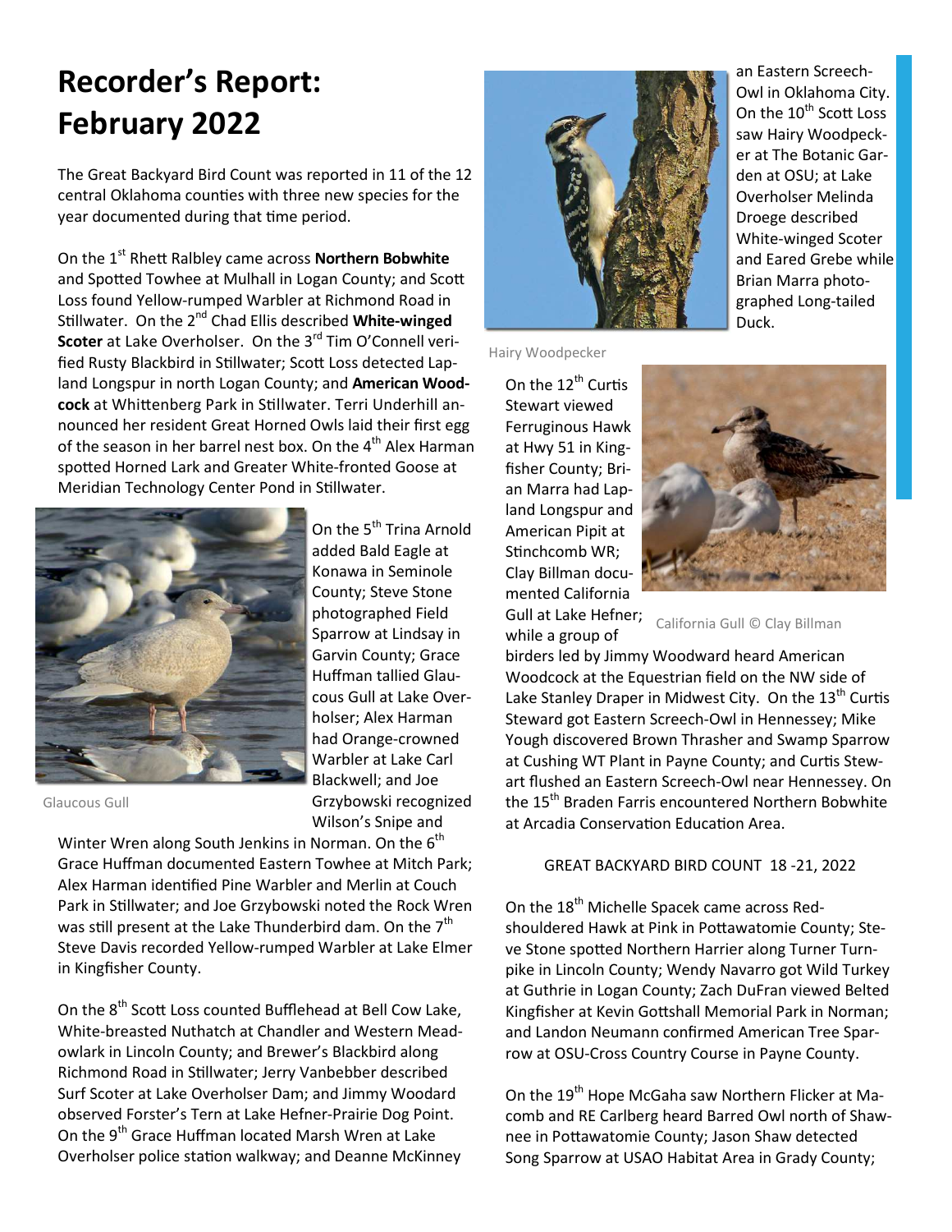# Recorder's Report: February 2022

The Great Backyard Bird Count was reported in 11 of the 12 central Oklahoma counties with three new species for the year documented during that time period.

On the 1st Rhett Ralbley came across **Northern Bobwhite** and Spotted Towhee at Mulhall in Logan County; and Scott Loss found Yellow-rumped Warbler at Richmond Road in Stillwater. On the 2nd Chad Ellis described **White-winged Scoter** at Lake Overholser. On the 3rd Tim O'Connell verified Rusty Blackbird in Stillwater; Scott Loss detected Lapland Longspur in north Logan County; and **American Woodcock** at Whittenberg Park in Stillwater. Terri Underhill announced her resident Great Horned Owls laid their first egg of the season in her barrel nest box. On the 4th Alex Harman spotted Horned Lark and Greater White-fronted Goose at Meridian Technology Center Pond in Stillwater.

Glaucous Gull

On the 5th Trina Arnold added Bald Eagle at Konawa in Seminole County; Steve Stone photographed Field Sparrow at Lindsay in Garvin County; Grace Huffman tallied Glaucous Gull at Lake Overholser; Alex Harman had Orange-crowned Warbler at Lake Carl Blackwell; and Joe Grzybowski recognized Wilson's Snipe and Winter Wren along South Jenkins in Norman. On the 6th Grace Huffman documented Eastern Towhee at Mitch Park; Alex Harman identified Pine Warbler and Merlin at Couch Park in Stillwater; and Joe Grzybowski noted the Rock Wren was still present at the Lake Thunderbird dam. On the 7th Steve Davis recorded Yellow-rumped Warbler at Lake Elmer in Kingfisher County.

On the 8th Scott Loss counted Bufflehead at Bell Cow Lake, White-breasted Nuthatch at Chandler and Western Meadowlark in Lincoln County; and Brewer's Blackbird along Richmond Road in Stillwater; Jerry Vanbebber described Surf Scoter at Lake Overholser Dam; and Jimmy Woodard observed Forster's Tern at Lake Hefner-Prairie Dog Point. On the 9th Grace Huffman located Marsh Wren at Lake Overholser police station walkway; and Deanne McKinney an Eastern Screech-Owl in Oklahoma City. On the 10th Scott Loss saw Hairy Woodpecker at The Botanic Garden at OSU; at Lake Overholser Melinda Droege described White-winged Scoter and Eared Grebe while Brian Marra photographed Long-tailed Duck.

Hairy Woodpecker

On the 12th Curtis Stewart viewed Ferruginous Hawk at Hwy 51 in Kingfisher County; Brian Marra had Lapland Longspur and American Pipit at Stinchcomb WR; Clay Billman documented California Gull at Lake Hefner; while a group of birders led by Jimmy Woodward heard American Woodcock at the Equestrian field on the NW side of Lake Stanley Draper in Midwest City. On the 13th Curtis Steward got Eastern Screech-Owl in Hennessey; Mike Yough discovered Brown Thrasher and Swamp Sparrow at Cushing WT Plant in Payne County; and Curtis Stewart flushed an Eastern Screech-Owl near Hennessey. On the 15th Braden Farris encountered Northern Bobwhite at Arcadia Conservation Education Area.

California Gull © Clay Billman

GREAT BACKYARD BIRD COUNT 18 -21, 2022

On the 18th Michelle Spacek came across Red-shouldered Hawk at Pink in Pottawatomie County; Steve Stone spotted Northern Harrier along Turner Turnpike in Lincoln County; Wendy Navarro got Wild Turkey at Guthrie in Logan County; Zach DuFran viewed Belted Kingfisher at Kevin Gottshall Memorial Park in Norman; and Landon Neumann confirmed American Tree Sparrow at OSU-Cross Country Course in Payne County.

On the 19th Hope McGaha saw Northern Flicker at Macomb and RE Carlberg heard Barred Owl north of Shawnee in Pottawatomie County; Jason Shaw detected Song Sparrow at USAO Habitat Area in Grady County;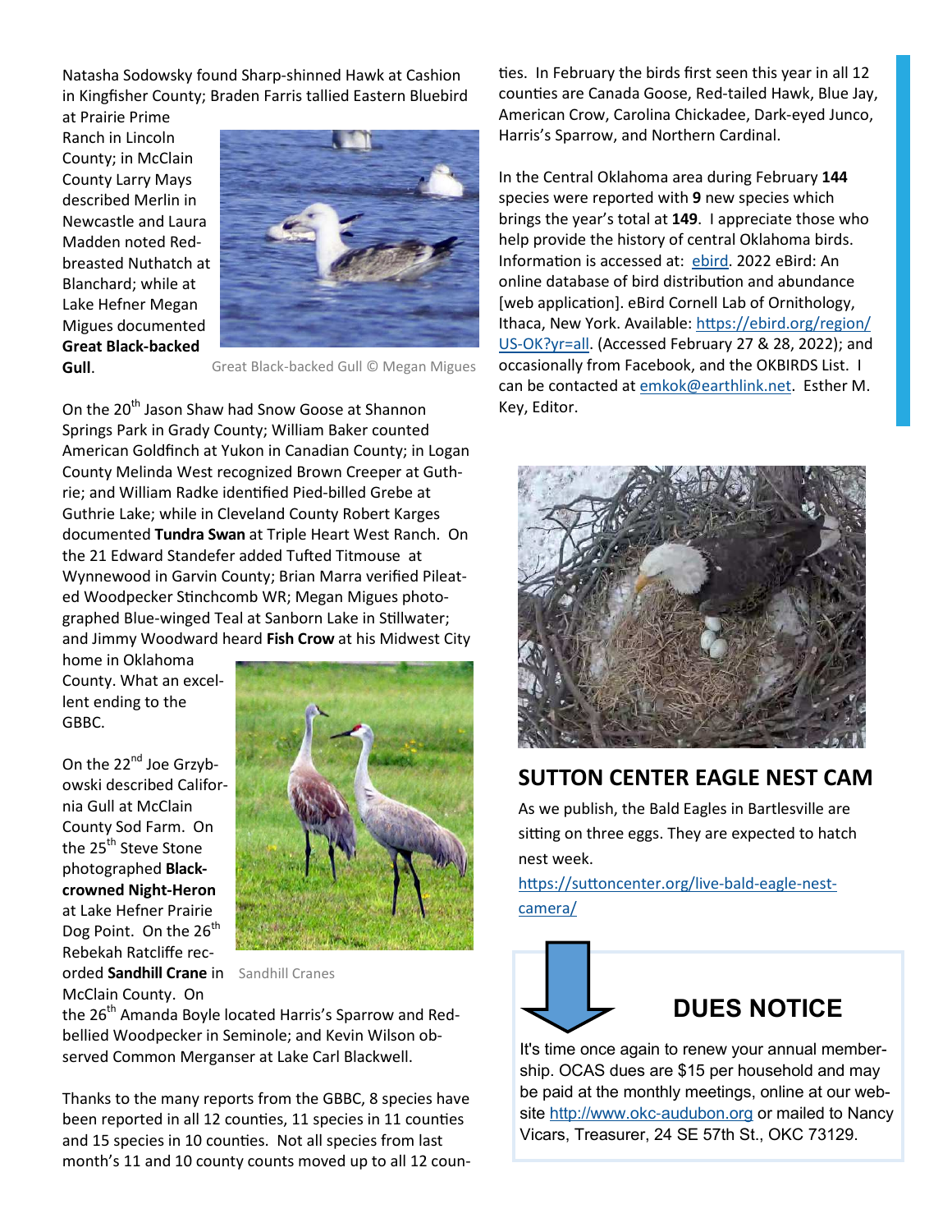Natasha Sodowsky found Sharp-shinned Hawk at Cashion in Kingfisher County; Braden Farris tallied Eastern Bluebird at Prairie Prime Ranch in Lincoln County; in McClain County Larry Mays described Merlin in Newcastle and Laura Madden noted Red-breasted Nuthatch at Blanchard; while at Lake Hefner Megan Migues documented **Great Black-backed Gull**.

Great Black-backed Gull © Megan Migues

On the 20th Jason Shaw had Snow Goose at Shannon Springs Park in Grady County; William Baker counted American Goldfinch at Yukon in Canadian County; in Logan County Melinda West recognized Brown Creeper at Guthrie; and William Radke identified Pied-billed Grebe at Guthrie Lake; while in Cleveland County Robert Karges documented **Tundra Swan** at Triple Heart West Ranch. On the 21 Edward Standefer added Tufted Titmouse at Wynnewood in Garvin County; Brian Marra verified Pileated Woodpecker Stinchcomb WR; Megan Migues photographed Blue-winged Teal at Sanborn Lake in Stillwater; and Jimmy Woodward heard **Fish Crow** at his Midwest City home in Oklahoma County. What an excellent ending to the GBBC.

On the 22nd Joe Grzybowski described California Gull at McClain County Sod Farm. On the 25th Steve Stone photographed **Black-crowned Night-Heron** at Lake Hefner Prairie Dog Point. On the 26th Rebekah Ratcliffe recorded **Sandhill Crane** in McClain County. On the 26th Amanda Boyle located Harris's Sparrow and Red-bellied Woodpecker in Seminole; and Kevin Wilson observed Common Merganser at Lake Carl Blackwell.

Sandhill Cranes

Thanks to the many reports from the GBBC, 8 species have been reported in all 12 counties, 11 species in 11 counties and 15 species in 10 counties. Not all species from last month's 11 and 10 county counts moved up to all 12 counties. In February the birds first seen this year in all 12 counties are Canada Goose, Red-tailed Hawk, Blue Jay, American Crow, Carolina Chickadee, Dark-eyed Junco, Harris's Sparrow, and Northern Cardinal.

In the Central Oklahoma area during February **144** species were reported with **9** new species which brings the year's total at **149**. I appreciate those who help provide the history of central Oklahoma birds. Information is accessed at: ebird. 2022 eBird: An online database of bird distribution and abundance [web application]. eBird Cornell Lab of Ornithology, Ithaca, New York. Available: https://ebird.org/region/US-OK?yr=all. (Accessed February 27 & 28, 2022); and occasionally from Facebook, and the OKBIRDS List. I can be contacted at emkok@earthlink.net. Esther M. Key, Editor.

## SUTTON CENTER EAGLE NEST CAM

As we publish, the Bald Eagles in Bartlesville are sitting on three eggs. They are expected to hatch nest week.

https://suttoncenter.org/live-bald-eagle-nest-camera/

## DUES NOTICE

It's time once again to renew your annual membership. OCAS dues are $15 per household and may be paid at the monthly meetings, online at our website http://www.okc-audubon.org or mailed to Nancy Vicars, Treasurer, 24 SE 57th St., OKC 73129.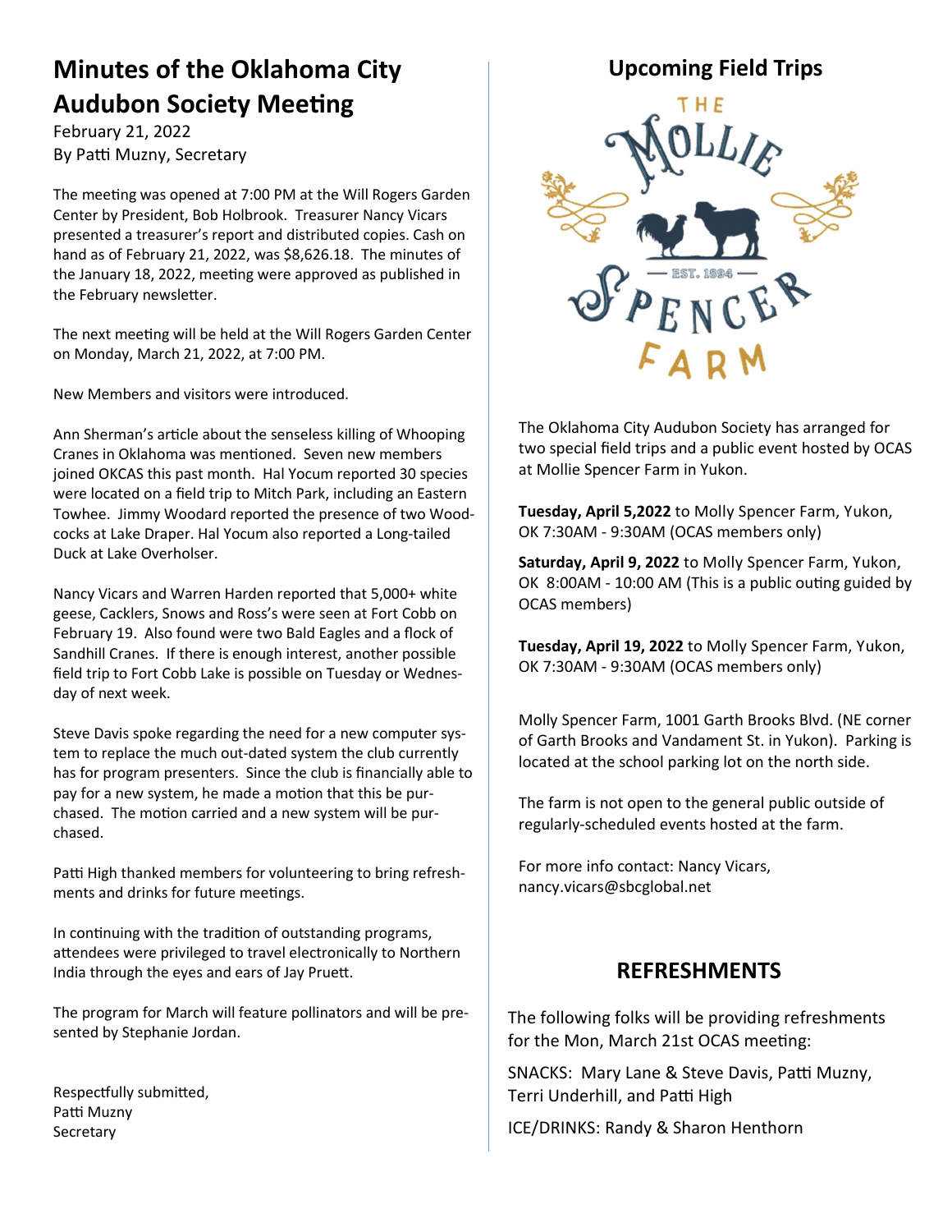# Minutes of the Oklahoma City Audubon Society Meeting

February 21, 2022
By Patti Muzny, Secretary

The meeting was opened at 7:00 PM at the Will Rogers Garden Center by President, Bob Holbrook. Treasurer Nancy Vicars presented a treasurer's report and distributed copies. Cash on hand as of February 21, 2022, was $8,626.18. The minutes of the January 18, 2022, meeting were approved as published in the February newsletter.

The next meeting will be held at the Will Rogers Garden Center on Monday, March 21, 2022, at 7:00 PM.

New Members and visitors were introduced.

Ann Sherman's article about the senseless killing of Whooping Cranes in Oklahoma was mentioned. Seven new members joined OKCAS this past month. Hal Yocum reported 30 species were located on a field trip to Mitch Park, including an Eastern Towhee. Jimmy Woodard reported the presence of two Woodcocks at Lake Draper. Hal Yocum also reported a Long-tailed Duck at Lake Overholser.

Nancy Vicars and Warren Harden reported that 5,000+ white geese, Cacklers, Snows and Ross's were seen at Fort Cobb on February 19. Also found were two Bald Eagles and a flock of Sandhill Cranes. If there is enough interest, another possible field trip to Fort Cobb Lake is possible on Tuesday or Wednesday of next week.

Steve Davis spoke regarding the need for a new computer system to replace the much out-dated system the club currently has for program presenters. Since the club is financially able to pay for a new system, he made a motion that this be purchased. The motion carried and a new system will be purchased.

Patti High thanked members for volunteering to bring refreshments and drinks for future meetings.

In continuing with the tradition of outstanding programs, attendees were privileged to travel electronically to Northern India through the eyes and ears of Jay Pruett.

The program for March will feature pollinators and will be presented by Stephanie Jordan.

Respectfully submitted,
Patti Muzny
Secretary

## Upcoming Field Trips

THE MOLLIE SPENCER FARM
EST. 1894

The Oklahoma City Audubon Society has arranged for two special field trips and a public event hosted by OCAS at Mollie Spencer Farm in Yukon.

**Tuesday, April 5,2022** to Molly Spencer Farm, Yukon, OK 7:30AM - 9:30AM (OCAS members only)

**Saturday, April 9, 2022** to Molly Spencer Farm, Yukon, OK 8:00AM - 10:00 AM (This is a public outing guided by OCAS members)

**Tuesday, April 19, 2022** to Molly Spencer Farm, Yukon, OK 7:30AM - 9:30AM (OCAS members only)

Molly Spencer Farm, 1001 Garth Brooks Blvd. (NE corner of Garth Brooks and Vandament St. in Yukon). Parking is located at the school parking lot on the north side.

The farm is not open to the general public outside of regularly-scheduled events hosted at the farm.

For more info contact: Nancy Vicars, nancy.vicars@sbcglobal.net

## REFRESHMENTS

The following folks will be providing refreshments for the Mon, March 21st OCAS meeting:

SNACKS: Mary Lane & Steve Davis, Patti Muzny, Terri Underhill, and Patti High

ICE/DRINKS: Randy & Sharon Henthorn